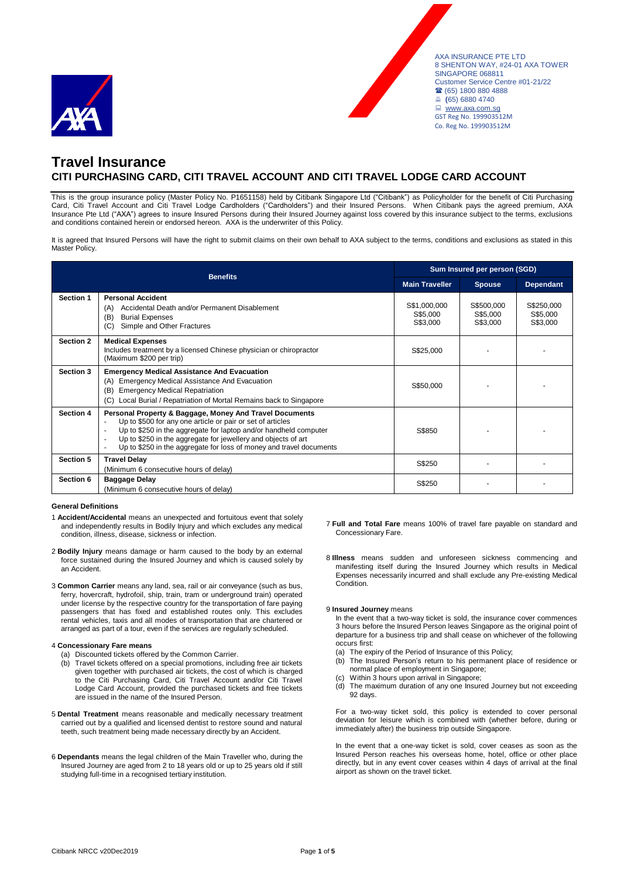AXA INSURANCE PTE LTD
8 SHENTON WAY, #24-01 AXA TOWER
SINGAPORE 068811
Customer Service Centre #01-21/22
☎ (65) 1800 880 4888
(65) 6880 4740
www.axa.com.sg
GST Reg No. 199903512M
Co. Reg No. 199903512M

# Travel Insurance

## CITI PURCHASING CARD, CITI TRAVEL ACCOUNT AND CITI TRAVEL LODGE CARD ACCOUNT

This is the group insurance policy (Master Policy No. P1651158) held by Citibank Singapore Ltd ("Citibank") as Policyholder for the benefit of Citi Purchasing Card, Citi Travel Account and Citi Travel Lodge Cardholders ("Cardholders") and their Insured Persons. When Citibank pays the agreed premium, AXA Insurance Pte Ltd ("AXA") agrees to insure Insured Persons during their Insured Journey against loss covered by this insurance subject to the terms, exclusions and conditions contained herein or endorsed hereon. AXA is the underwriter of this Policy.

It is agreed that Insured Persons will have the right to submit claims on their own behalf to AXA subject to the terms, conditions and exclusions as stated in this Master Policy.

| Benefits | | Sum Insured per person (SGD) | | |
|---|---|---|---|---|
| | | **Main Traveller** | **Spouse** | **Dependant** |
| **Section 1** | **Personal Accident**<br>(A) Accidental Death and/or Permanent Disablement<br>(B) Burial Expenses<br>(C) Simple and Other Fractures | S$1,000,000<br>S$5,000<br>S$3,000 | S$500,000<br>S$5,000<br>S$3,000 | S$250,000<br>S$5,000<br>S$3,000 |
| **Section 2** | **Medical Expenses**<br>Includes treatment by a licensed Chinese physician or chiropractor (Maximum $200 per trip) | S$25,000 | - | - |
| **Section 3** | **Emergency Medical Assistance And Evacuation**<br>(A) Emergency Medical Assistance And Evacuation<br>(B) Emergency Medical Repatriation<br>(C) Local Burial / Repatriation of Mortal Remains back to Singapore | S$50,000 | - | - |
| **Section 4** | **Personal Property & Baggage, Money And Travel Documents**<br>- Up to $500 for any one article or pair or set of articles<br>- Up to $250 in the aggregate for laptop and/or handheld computer<br>- Up to $250 in the aggregate for jewellery and objects of art<br>- Up to $250 in the aggregate for loss of money and travel documents | S$850 | - | - |
| **Section 5** | **Travel Delay**<br>(Minimum 6 consecutive hours of delay) | S$250 | - | - |
| **Section 6** | **Baggage Delay**<br>(Minimum 6 consecutive hours of delay) | S$250 | - | - |

### General Definitions

1 **Accident/Accidental** means an unexpected and fortuitous event that solely and independently results in Bodily Injury and which excludes any medical condition, illness, disease, sickness or infection.

2 **Bodily Injury** means damage or harm caused to the body by an external force sustained during the Insured Journey and which is caused solely by an Accident.

3 **Common Carrier** means any land, sea, rail or air conveyance (such as bus, ferry, hovercraft, hydrofoil, ship, train, tram or underground train) operated under license by the respective country for the transportation of fare paying passengers that has fixed and established routes only. This excludes rental vehicles, taxis and all modes of transportation that are chartered or arranged as part of a tour, even if the services are regularly scheduled.

4 **Concessionary Fare means**
- (a) Discounted tickets offered by the Common Carrier.
- (b) Travel tickets offered on a special promotions, including free air tickets given together with purchased air tickets, the cost of which is charged to the Citi Purchasing Card, Citi Travel Account and/or Citi Travel Lodge Card Account, provided the purchased tickets and free tickets are issued in the name of the Insured Person.

5 **Dental Treatment** means reasonable and medically necessary treatment carried out by a qualified and licensed dentist to restore sound and natural teeth, such treatment being made necessary directly by an Accident.

6 **Dependants** means the legal children of the Main Traveller who, during the Insured Journey are aged from 2 to 18 years old or up to 25 years old if still studying full-time in a recognised tertiary institution.

7 **Full and Total Fare** means 100% of travel fare payable on standard and Concessionary Fare.

8 **Illness** means sudden and unforeseen sickness commencing and manifesting itself during the Insured Journey which results in Medical Expenses necessarily incurred and shall exclude any Pre-existing Medical Condition.

9 **Insured Journey** means

In the event that a two-way ticket is sold, the insurance cover commences 3 hours before the Insured Person leaves Singapore as the original point of departure for a business trip and shall cease on whichever of the following occurs first:
- (a) The expiry of the Period of Insurance of this Policy;
- (b) The Insured Person's return to his permanent place of residence or normal place of employment in Singapore;
- (c) Within 3 hours upon arrival in Singapore;
- (d) The maximum duration of any one Insured Journey but not exceeding 92 days.

For a two-way ticket sold, this policy is extended to cover personal deviation for leisure which is combined with (whether before, during or immediately after) the business trip outside Singapore.

In the event that a one-way ticket is sold, cover ceases as soon as the Insured Person reaches his overseas home, hotel, office or other place directly, but in any event cover ceases within 4 days of arrival at the final airport as shown on the travel ticket.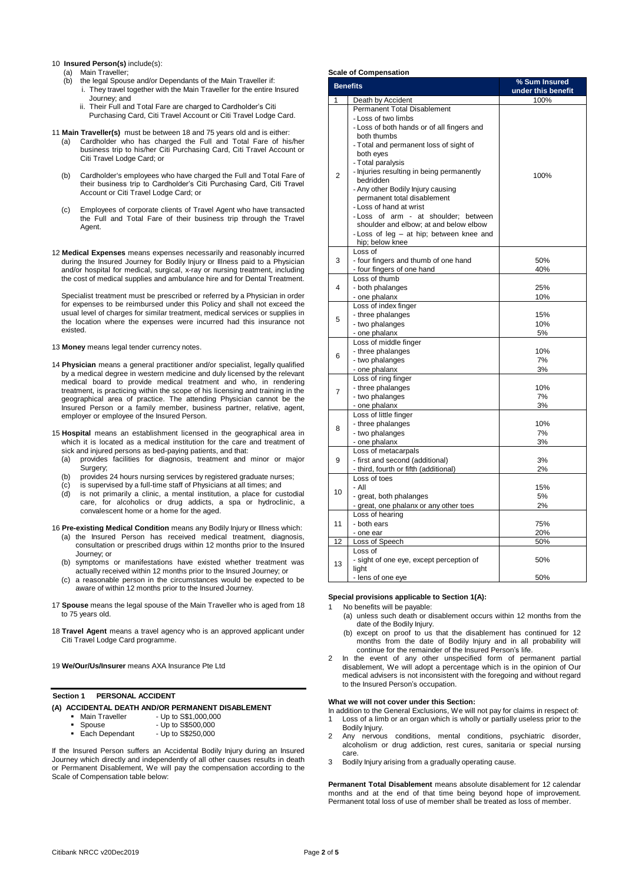10 **Insured Person(s)** include(s):

(a) Main Traveller;

(b) the legal Spouse and/or Dependants of the Main Traveller if:

i. They travel together with the Main Traveller for the entire Insured Journey; and

ii. Their Full and Total Fare are charged to Cardholder's Citi Purchasing Card, Citi Travel Account or Citi Travel Lodge Card.

11 **Main Traveller(s)** must be between 18 and 75 years old and is either:

(a) Cardholder who has charged the Full and Total Fare of his/her business trip to his/her Citi Purchasing Card, Citi Travel Account or Citi Travel Lodge Card; or

(b) Cardholder's employees who have charged the Full and Total Fare of their business trip to Cardholder's Citi Purchasing Card, Citi Travel Account or Citi Travel Lodge Card; or

(c) Employees of corporate clients of Travel Agent who have transacted the Full and Total Fare of their business trip through the Travel Agent.

12 **Medical Expenses** means expenses necessarily and reasonably incurred during the Insured Journey for Bodily Injury or Illness paid to a Physician and/or hospital for medical, surgical, x-ray or nursing treatment, including the cost of medical supplies and ambulance hire and for Dental Treatment.

Specialist treatment must be prescribed or referred by a Physician in order for expenses to be reimbursed under this Policy and shall not exceed the usual level of charges for similar treatment, medical services or supplies in the location where the expenses were incurred had this insurance not existed.

13 **Money** means legal tender currency notes.

14 **Physician** means a general practitioner and/or specialist, legally qualified by a medical degree in western medicine and duly licensed by the relevant medical board to provide medical treatment and who, in rendering treatment, is practicing within the scope of his licensing and training in the geographical area of practice. The attending Physician cannot be the Insured Person or a family member, business partner, relative, agent, employer or employee of the Insured Person.

15 **Hospital** means an establishment licensed in the geographical area in which it is located as a medical institution for the care and treatment of sick and injured persons as bed-paying patients, and that:

(a) provides facilities for diagnosis, treatment and minor or major Surgery;

(b) provides 24 hours nursing services by registered graduate nurses;

(c) is supervised by a full-time staff of Physicians at all times; and

(d) is not primarily a clinic, a mental institution, a place for custodial care, for alcoholics or drug addicts, a spa or hydroclinic, a convalescent home or a home for the aged.

16 **Pre-existing Medical Condition** means any Bodily Injury or Illness which:

(a) the Insured Person has received medical treatment, diagnosis, consultation or prescribed drugs within 12 months prior to the Insured Journey; or

(b) symptoms or manifestations have existed whether treatment was actually received within 12 months prior to the Insured Journey; or

(c) a reasonable person in the circumstances would be expected to be aware of within 12 months prior to the Insured Journey.

17 **Spouse** means the legal spouse of the Main Traveller who is aged from 18 to 75 years old.

18 **Travel Agent** means a travel agency who is an approved applicant under Citi Travel Lodge Card programme.

19 **We/Our/Us/Insurer** means AXA Insurance Pte Ltd

## Section 1 PERSONAL ACCIDENT

### (A) ACCIDENTAL DEATH AND/OR PERMANENT DISABLEMENT

- Main Traveller - Up to S$1,000,000
- Spouse - Up to S$500,000
- Each Dependant - Up to S$250,000

If the Insured Person suffers an Accidental Bodily Injury during an Insured Journey which directly and independently of all other causes results in death or Permanent Disablement, We will pay the compensation according to the Scale of Compensation table below:

**Scale of Compensation**

| | Benefits | % Sum Insured under this benefit |
|---|---|---|
| 1 | Death by Accident | 100% |
| 2 | Permanent Total Disablement<br>- Loss of two limbs<br>- Loss of both hands or of all fingers and both thumbs<br>- Total and permanent loss of sight of both eyes<br>- Total paralysis<br>- Injuries resulting in being permanently bedridden<br>- Any other Bodily Injury causing permanent total disablement<br>- Loss of hand at wrist<br>- Loss of arm - at shoulder; between shoulder and elbow; at and below elbow<br>- Loss of leg – at hip; between knee and hip; below knee | 100% |
| 3 | Loss of<br>- four fingers and thumb of one hand<br>- four fingers of one hand | <br>50%<br>40% |
| 4 | Loss of thumb<br>- both phalanges<br>- one phalanx | <br>25%<br>10% |
| 5 | Loss of index finger<br>- three phalanges<br>- two phalanges<br>- one phalanx | <br>15%<br>10%<br>5% |
| 6 | Loss of middle finger<br>- three phalanges<br>- two phalanges<br>- one phalanx | <br>10%<br>7%<br>3% |
| 7 | Loss of ring finger<br>- three phalanges<br>- two phalanges<br>- one phalanx | <br>10%<br>7%<br>3% |
| 8 | Loss of little finger<br>- three phalanges<br>- two phalanges<br>- one phalanx | <br>10%<br>7%<br>3% |
| 9 | Loss of metacarpals<br>- first and second (additional)<br>- third, fourth or fifth (additional) | <br>3%<br>2% |
| 10 | Loss of toes<br>- All<br>- great, both phalanges<br>- great, one phalanx or any other toes | <br>15%<br>5%<br>2% |
| 11 | Loss of hearing<br>- both ears<br>- one ear | <br>75%<br>20% |
| 12 | Loss of Speech | 50% |
| 13 | Loss of<br>- sight of one eye, except perception of light<br>- lens of one eye | <br>50%<br>50% |

**Special provisions applicable to Section 1(A):**

1 No benefits will be payable:

(a) unless such death or disablement occurs within 12 months from the date of the Bodily Injury.

(b) except on proof to us that the disablement has continued for 12 months from the date of Bodily Injury and in all probability will continue for the remainder of the Insured Person's life.

2 In the event of any other unspecified form of permanent partial disablement, We will adopt a percentage which is in the opinion of Our medical advisers is not inconsistent with the foregoing and without regard to the Insured Person's occupation.

**What we will not cover under this Section:**

In addition to the General Exclusions, We will not pay for claims in respect of:

1 Loss of a limb or an organ which is wholly or partially useless prior to the Bodily Injury.

2 Any nervous conditions, mental conditions, psychiatric disorder, alcoholism or drug addiction, rest cures, sanitaria or special nursing care.

3 Bodily Injury arising from a gradually operating cause.

**Permanent Total Disablement** means absolute disablement for 12 calendar months and at the end of that time being beyond hope of improvement. Permanent total loss of use of member shall be treated as loss of member.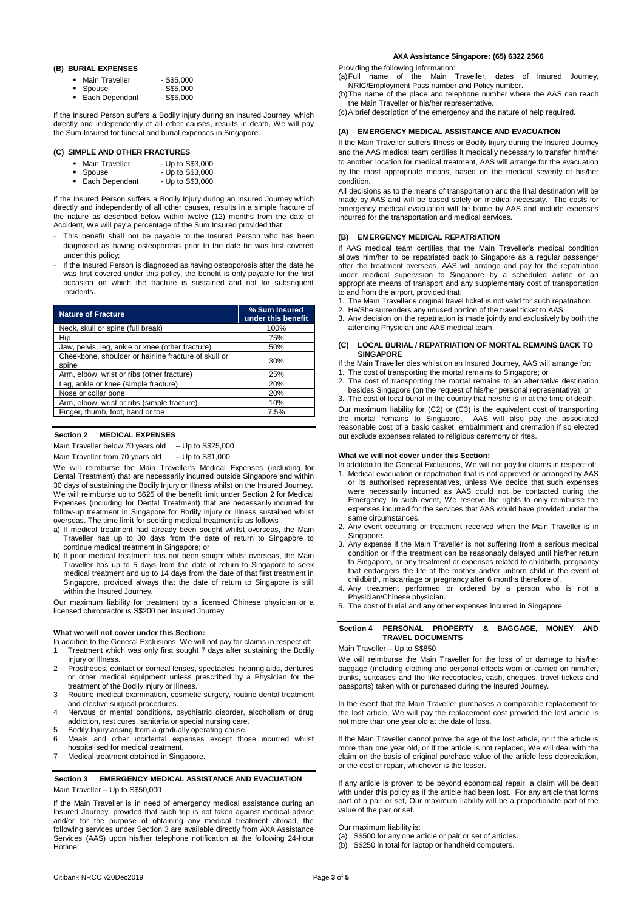### (B) BURIAL EXPENSES

- Main Traveller - S$5,000
- Spouse - S$5,000
- Each Dependant - S$5,000

If the Insured Person suffers a Bodily Injury during an Insured Journey, which directly and independently of all other causes, results in death, We will pay the Sum Insured for funeral and burial expenses in Singapore.

### (C) SIMPLE AND OTHER FRACTURES

- Main Traveller - Up to S$3,000
- Spouse - Up to S$3,000
- Each Dependant - Up to S$3,000

If the Insured Person suffers a Bodily Injury during an Insured Journey which directly and independently of all other causes, results in a simple fracture of the nature as described below within twelve (12) months from the date of Accident, We will pay a percentage of the Sum Insured provided that:

- This benefit shall not be payable to the Insured Person who has been diagnosed as having osteoporosis prior to the date he was first covered under this policy;
- If the Insured Person is diagnosed as having osteoporosis after the date he was first covered under this policy, the benefit is only payable for the first occasion on which the fracture is sustained and not for subsequent incidents.

| Nature of Fracture | % Sum Insured under this benefit |
|---|---|
| Neck, skull or spine (full break) | 100% |
| Hip | 75% |
| Jaw, pelvis, leg, ankle or knee (other fracture) | 50% |
| Cheekbone, shoulder or hairline fracture of skull or spine | 30% |
| Arm, elbow, wrist or ribs (other fracture) | 25% |
| Leg, ankle or knee (simple fracture) | 20% |
| Nose or collar bone | 20% |
| Arm, elbow, wrist or ribs (simple fracture) | 10% |
| Finger, thumb, foot, hand or toe | 7.5% |

## Section 2 MEDICAL EXPENSES

Main Traveller below 70 years old – Up to S$25,000

Main Traveller from 70 years old – Up to S$1,000

We will reimburse the Main Traveller's Medical Expenses (including for Dental Treatment) that are necessarily incurred outside Singapore and within 30 days of sustaining the Bodily Injury or Illness whilst on the Insured Journey. We will reimburse up to $625 of the benefit limit under Section 2 for Medical Expenses (including for Dental Treatment) that are necessarily incurred for follow-up treatment in Singapore for Bodily Injury or Illness sustained whilst overseas. The time limit for seeking medical treatment is as follows

a) If medical treatment had already been sought whilst overseas, the Main Traveller has up to 30 days from the date of return to Singapore to continue medical treatment in Singapore; or
b) If prior medical treatment has not been sought whilst overseas, the Main Traveller has up to 5 days from the date of return to Singapore to seek medical treatment and up to 14 days from the date of that first treatment in Singapore, provided always that the date of return to Singapore is still within the Insured Journey.

Our maximum liability for treatment by a licensed Chinese physician or a licensed chiropractor is S$200 per Insured Journey.

**What we will not cover under this Section:**

In addition to the General Exclusions, We will not pay for claims in respect of:

1. Treatment which was only first sought 7 days after sustaining the Bodily Injury or Illness.
2. Prostheses, contact or corneal lenses, spectacles, hearing aids, dentures or other medical equipment unless prescribed by a Physician for the treatment of the Bodily Injury or Illness.
3. Routine medical examination, cosmetic surgery, routine dental treatment and elective surgical procedures.
4. Nervous or mental conditions, psychiatric disorder, alcoholism or drug addiction, rest cures, sanitaria or special nursing care.
5. Bodily Injury arising from a gradually operating cause.
6. Meals and other incidental expenses except those incurred whilst hospitalised for medical treatment.
7. Medical treatment obtained in Singapore.

## Section 3 EMERGENCY MEDICAL ASSISTANCE AND EVACUATION

Main Traveller – Up to S$50,000

If the Main Traveller is in need of emergency medical assistance during an Insured Journey, provided that such trip is not taken against medical advice and/or for the purpose of obtaining any medical treatment abroad, the following services under Section 3 are available directly from AXA Assistance Services (AAS) upon his/her telephone notification at the following 24-hour Hotline:

**AXA Assistance Singapore: (65) 6322 2566**

Providing the following information:

(a) Full name of the Main Traveller, dates of Insured Journey, NRIC/Employment Pass number and Policy number.
(b) The name of the place and telephone number where the AAS can reach the Main Traveller or his/her representative.
(c) A brief description of the emergency and the nature of help required.

### (A) EMERGENCY MEDICAL ASSISTANCE AND EVACUATION

If the Main Traveller suffers Illness or Bodily Injury during the Insured Journey and the AAS medical team certifies it medically necessary to transfer him/her to another location for medical treatment, AAS will arrange for the evacuation by the most appropriate means, based on the medical severity of his/her condition.

All decisions as to the means of transportation and the final destination will be made by AAS and will be based solely on medical necessity. The costs for emergency medical evacuation will be borne by AAS and include expenses incurred for the transportation and medical services.

### (B) EMERGENCY MEDICAL REPATRIATION

If AAS medical team certifies that the Main Traveller's medical condition allows him/her to be repatriated back to Singapore as a regular passenger after the treatment overseas, AAS will arrange and pay for the repatriation under medical supervision to Singapore by a scheduled airline or an appropriate means of transport and any supplementary cost of transportation to and from the airport, provided that:

1. The Main Traveller's original travel ticket is not valid for such repatriation.
2. He/She surrenders any unused portion of the travel ticket to AAS.
3. Any decision on the repatriation is made jointly and exclusively by both the attending Physician and AAS medical team.

### (C) LOCAL BURIAL / REPATRIATION OF MORTAL REMAINS BACK TO SINGAPORE

If the Main Traveller dies whilst on an Insured Journey, AAS will arrange for:

1. The cost of transporting the mortal remains to Singapore; or
2. The cost of transporting the mortal remains to an alternative destination besides Singapore (on the request of his/her personal representative); or
3. The cost of local burial in the country that he/she is in at the time of death.

Our maximum liability for (C2) or (C3) is the equivalent cost of transporting the mortal remains to Singapore. AAS will also pay the associated reasonable cost of a basic casket, embalmment and cremation if so elected but exclude expenses related to religious ceremony or rites.

**What we will not cover under this Section:**

In addition to the General Exclusions, We will not pay for claims in respect of:

1. Medical evacuation or repatriation that is not approved or arranged by AAS or its authorised representatives, unless We decide that such expenses were necessarily incurred as AAS could not be contacted during the Emergency. In such event, We reserve the rights to only reimburse the expenses incurred for the services that AAS would have provided under the same circumstances.
2. Any event occurring or treatment received when the Main Traveller is in Singapore.
3. Any expense if the Main Traveller is not suffering from a serious medical condition or if the treatment can be reasonably delayed until his/her return to Singapore, or any treatment or expenses related to childbirth, pregnancy that endangers the life of the mother and/or unborn child in the event of childbirth, miscarriage or pregnancy after 6 months therefore of.
4. Any treatment performed or ordered by a person who is not a Physician/Chinese physician.
5. The cost of burial and any other expenses incurred in Singapore.

## Section 4 PERSONAL PROPERTY & BAGGAGE, MONEY AND TRAVEL DOCUMENTS

Main Traveller – Up to S$850

We will reimburse the Main Traveller for the loss of or damage to his/her baggage (including clothing and personal effects worn or carried on him/her, trunks, suitcases and the like receptacles, cash, cheques, travel tickets and passports) taken with or purchased during the Insured Journey.

In the event that the Main Traveller purchases a comparable replacement for the lost article, We will pay the replacement cost provided the lost article is not more than one year old at the date of loss.

If the Main Traveller cannot prove the age of the lost article, or if the article is more than one year old, or if the article is not replaced, We will deal with the claim on the basis of original purchase value of the article less depreciation, or the cost of repair, whichever is the lesser.

If any article is proven to be beyond economical repair, a claim will be dealt with under this policy as if the article had been lost. For any article that forms part of a pair or set, Our maximum liability will be a proportionate part of the value of the pair or set.

Our maximum liability is:

(a) S$500 for any one article or pair or set of articles.
(b) S$250 in total for laptop or handheld computers.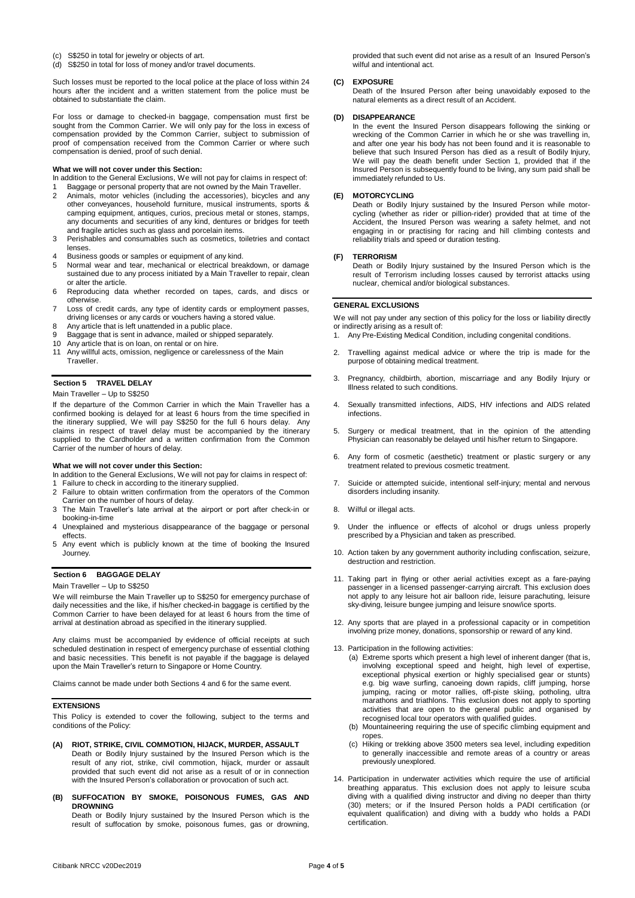(c) S$250 in total for jewelry or objects of art.
(d) S$250 in total for loss of money and/or travel documents.

Such losses must be reported to the local police at the place of loss within 24 hours after the incident and a written statement from the police must be obtained to substantiate the claim.

For loss or damage to checked-in baggage, compensation must first be sought from the Common Carrier. We will only pay for the loss in excess of compensation provided by the Common Carrier, subject to submission of proof of compensation received from the Common Carrier or where such compensation is denied, proof of such denial.

**What we will not cover under this Section:**

In addition to the General Exclusions, We will not pay for claims in respect of:

1. Baggage or personal property that are not owned by the Main Traveller.
2. Animals, motor vehicles (including the accessories), bicycles and any other conveyances, household furniture, musical instruments, sports & camping equipment, antiques, curios, precious metal or stones, stamps, any documents and securities of any kind, dentures or bridges for teeth and fragile articles such as glass and porcelain items.
3. Perishables and consumables such as cosmetics, toiletries and contact lenses.
4. Business goods or samples or equipment of any kind.
5. Normal wear and tear, mechanical or electrical breakdown, or damage sustained due to any process initiated by a Main Traveller to repair, clean or alter the article.
6. Reproducing data whether recorded on tapes, cards, and discs or otherwise.
7. Loss of credit cards, any type of identity cards or employment passes, driving licenses or any cards or vouchers having a stored value.
8. Any article that is left unattended in a public place.
9. Baggage that is sent in advance, mailed or shipped separately.
10. Any article that is on loan, on rental or on hire.
11. Any willful acts, omission, negligence or carelessness of the Main Traveller.

## Section 5 TRAVEL DELAY

Main Traveller – Up to S$250

If the departure of the Common Carrier in which the Main Traveller has a confirmed booking is delayed for at least 6 hours from the time specified in the itinerary supplied, We will pay S$250 for the full 6 hours delay. Any claims in respect of travel delay must be accompanied by the itinerary supplied to the Cardholder and a written confirmation from the Common Carrier of the number of hours of delay.

**What we will not cover under this Section:**

In addition to the General Exclusions, We will not pay for claims in respect of:

1. Failure to check in according to the itinerary supplied.
2. Failure to obtain written confirmation from the operators of the Common Carrier on the number of hours of delay.
3. The Main Traveller's late arrival at the airport or port after check-in or booking-in-time
4. Unexplained and mysterious disappearance of the baggage or personal effects.
5. Any event which is publicly known at the time of booking the Insured Journey.

## Section 6 BAGGAGE DELAY

Main Traveller – Up to S$250

We will reimburse the Main Traveller up to S$250 for emergency purchase of daily necessities and the like, if his/her checked-in baggage is certified by the Common Carrier to have been delayed for at least 6 hours from the time of arrival at destination abroad as specified in the itinerary supplied.

Any claims must be accompanied by evidence of official receipts at such scheduled destination in respect of emergency purchase of essential clothing and basic necessities. This benefit is not payable if the baggage is delayed upon the Main Traveller's return to Singapore or Home Country.

Claims cannot be made under both Sections 4 and 6 for the same event.

## EXTENSIONS

This Policy is extended to cover the following, subject to the terms and conditions of the Policy:

**(A) RIOT, STRIKE, CIVIL COMMOTION, HIJACK, MURDER, ASSAULT**

Death or Bodily Injury sustained by the Insured Person which is the result of any riot, strike, civil commotion, hijack, murder or assault provided that such event did not arise as a result of or in connection with the Insured Person's collaboration or provocation of such act.

**(B) SUFFOCATION BY SMOKE, POISONOUS FUMES, GAS AND DROWNING**

Death or Bodily Injury sustained by the Insured Person which is the result of suffocation by smoke, poisonous fumes, gas or drowning, provided that such event did not arise as a result of an Insured Person's wilful and intentional act.

**(C) EXPOSURE**

Death of the Insured Person after being unavoidably exposed to the natural elements as a direct result of an Accident.

**(D) DISAPPEARANCE**

In the event the Insured Person disappears following the sinking or wrecking of the Common Carrier in which he or she was travelling in, and after one year his body has not been found and it is reasonable to believe that such Insured Person has died as a result of Bodily Injury, We will pay the death benefit under Section 1, provided that if the Insured Person is subsequently found to be living, any sum paid shall be immediately refunded to Us.

**(E) MOTORCYCLING**

Death or Bodily Injury sustained by the Insured Person while motor-cycling (whether as rider or pillion-rider) provided that at time of the Accident, the Insured Person was wearing a safety helmet, and not engaging in or practising for racing and hill climbing contests and reliability trials and speed or duration testing.

**(F) TERRORISM**

Death or Bodily Injury sustained by the Insured Person which is the result of Terrorism including losses caused by terrorist attacks using nuclear, chemical and/or biological substances.

## GENERAL EXCLUSIONS

We will not pay under any section of this policy for the loss or liability directly or indirectly arising as a result of:

1. Any Pre-Existing Medical Condition, including congenital conditions.
2. Travelling against medical advice or where the trip is made for the purpose of obtaining medical treatment.
3. Pregnancy, childbirth, abortion, miscarriage and any Bodily Injury or Illness related to such conditions.
4. Sexually transmitted infections, AIDS, HIV infections and AIDS related infections.
5. Surgery or medical treatment, that in the opinion of the attending Physician can reasonably be delayed until his/her return to Singapore.
6. Any form of cosmetic (aesthetic) treatment or plastic surgery or any treatment related to previous cosmetic treatment.
7. Suicide or attempted suicide, intentional self-injury; mental and nervous disorders including insanity.
8. Wilful or illegal acts.
9. Under the influence or effects of alcohol or drugs unless properly prescribed by a Physician and taken as prescribed.
10. Action taken by any government authority including confiscation, seizure, destruction and restriction.
11. Taking part in flying or other aerial activities except as a fare-paying passenger in a licensed passenger-carrying aircraft. This exclusion does not apply to any leisure hot air balloon ride, leisure parachuting, leisure sky-diving, leisure bungee jumping and leisure snow/ice sports.
12. Any sports that are played in a professional capacity or in competition involving prize money, donations, sponsorship or reward of any kind.
13. Participation in the following activities:
    (a) Extreme sports which present a high level of inherent danger (that is, involving exceptional speed and height, high level of expertise, exceptional physical exertion or highly specialised gear or stunts) e.g. big wave surfing, canoeing down rapids, cliff jumping, horse jumping, racing or motor rallies, off-piste skiing, potholing, ultra marathons and triathlons. This exclusion does not apply to sporting activities that are open to the general public and organised by recognised local tour operators with qualified guides.
    (b) Mountaineering requiring the use of specific climbing equipment and ropes.
    (c) Hiking or trekking above 3500 meters sea level, including expedition to generally inaccessible and remote areas of a country or areas previously unexplored.
14. Participation in underwater activities which require the use of artificial breathing apparatus. This exclusion does not apply to leisure scuba diving with a qualified diving instructor and diving no deeper than thirty (30) meters; or if the Insured Person holds a PADI certification (or equivalent qualification) and diving with a buddy who holds a PADI certification.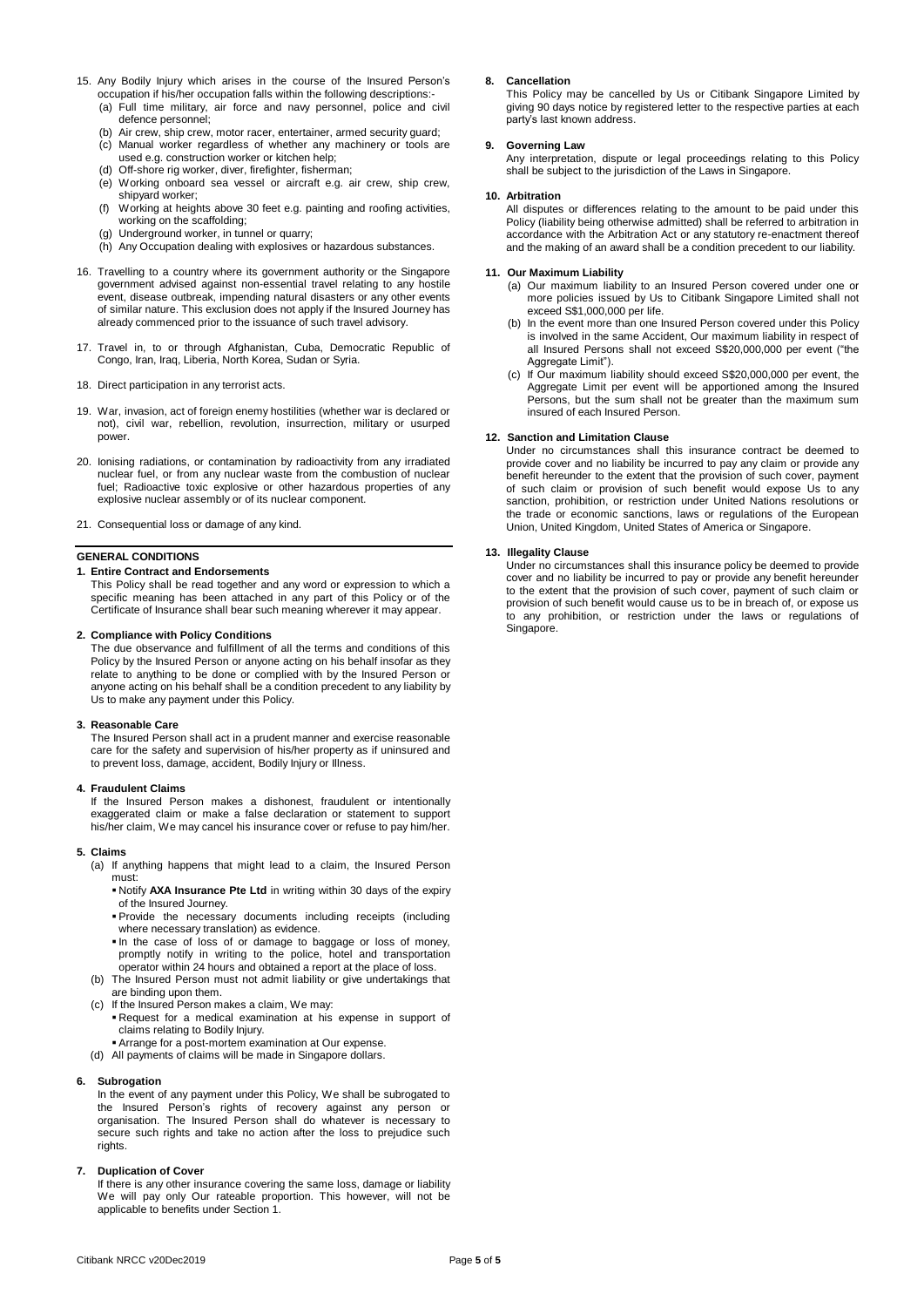15. Any Bodily Injury which arises in the course of the Insured Person's occupation if his/her occupation falls within the following descriptions:-
    (a) Full time military, air force and navy personnel, police and civil defence personnel;
    (b) Air crew, ship crew, motor racer, entertainer, armed security guard;
    (c) Manual worker regardless of whether any machinery or tools are used e.g. construction worker or kitchen help;
    (d) Off-shore rig worker, diver, firefighter, fisherman;
    (e) Working onboard sea vessel or aircraft e.g. air crew, ship crew, shipyard worker;
    (f) Working at heights above 30 feet e.g. painting and roofing activities, working on the scaffolding;
    (g) Underground worker, in tunnel or quarry;
    (h) Any Occupation dealing with explosives or hazardous substances.

16. Travelling to a country where its government authority or the Singapore government advised against non-essential travel relating to any hostile event, disease outbreak, impending natural disasters or any other events of similar nature. This exclusion does not apply if the Insured Journey has already commenced prior to the issuance of such travel advisory.

17. Travel in, to or through Afghanistan, Cuba, Democratic Republic of Congo, Iran, Iraq, Liberia, North Korea, Sudan or Syria.

18. Direct participation in any terrorist acts.

19. War, invasion, act of foreign enemy hostilities (whether war is declared or not), civil war, rebellion, revolution, insurrection, military or usurped power.

20. Ionising radiations, or contamination by radioactivity from any irradiated nuclear fuel, or from any nuclear waste from the combustion of nuclear fuel; Radioactive toxic explosive or other hazardous properties of any explosive nuclear assembly or of its nuclear component.

21. Consequential loss or damage of any kind.

## GENERAL CONDITIONS

**1. Entire Contract and Endorsements**

This Policy shall be read together and any word or expression to which a specific meaning has been attached in any part of this Policy or of the Certificate of Insurance shall bear such meaning wherever it may appear.

**2. Compliance with Policy Conditions**

The due observance and fulfillment of all the terms and conditions of this Policy by the Insured Person or anyone acting on his behalf insofar as they relate to anything to be done or complied with by the Insured Person or anyone acting on his behalf shall be a condition precedent to any liability by Us to make any payment under this Policy.

**3. Reasonable Care**

The Insured Person shall act in a prudent manner and exercise reasonable care for the safety and supervision of his/her property as if uninsured and to prevent loss, damage, accident, Bodily Injury or Illness.

**4. Fraudulent Claims**

If the Insured Person makes a dishonest, fraudulent or intentionally exaggerated claim or make a false declaration or statement to support his/her claim, We may cancel his insurance cover or refuse to pay him/her.

**5. Claims**

(a) If anything happens that might lead to a claim, the Insured Person must:
- Notify **AXA Insurance Pte Ltd** in writing within 30 days of the expiry of the Insured Journey.
- Provide the necessary documents including receipts (including where necessary translation) as evidence.
- In the case of loss of or damage to baggage or loss of money, promptly notify in writing to the police, hotel and transportation operator within 24 hours and obtained a report at the place of loss.

(b) The Insured Person must not admit liability or give undertakings that are binding upon them.

(c) If the Insured Person makes a claim, We may:
- Request for a medical examination at his expense in support of claims relating to Bodily Injury.
- Arrange for a post-mortem examination at Our expense.

(d) All payments of claims will be made in Singapore dollars.

**6. Subrogation**

In the event of any payment under this Policy, We shall be subrogated to the Insured Person's rights of recovery against any person or organisation. The Insured Person shall do whatever is necessary to secure such rights and take no action after the loss to prejudice such rights.

**7. Duplication of Cover**

If there is any other insurance covering the same loss, damage or liability We will pay only Our rateable proportion. This however, will not be applicable to benefits under Section 1.

**8. Cancellation**

This Policy may be cancelled by Us or Citibank Singapore Limited by giving 90 days notice by registered letter to the respective parties at each party's last known address.

**9. Governing Law**

Any interpretation, dispute or legal proceedings relating to this Policy shall be subject to the jurisdiction of the Laws in Singapore.

**10. Arbitration**

All disputes or differences relating to the amount to be paid under this Policy (liability being otherwise admitted) shall be referred to arbitration in accordance with the Arbitration Act or any statutory re-enactment thereof and the making of an award shall be a condition precedent to our liability.

**11. Our Maximum Liability**

(a) Our maximum liability to an Insured Person covered under one or more policies issued by Us to Citibank Singapore Limited shall not exceed S$1,000,000 per life.

(b) In the event more than one Insured Person covered under this Policy is involved in the same Accident, Our maximum liability in respect of all Insured Persons shall not exceed S$20,000,000 per event ("the Aggregate Limit").

(c) If Our maximum liability should exceed S$20,000,000 per event, the Aggregate Limit per event will be apportioned among the Insured Persons, but the sum shall not be greater than the maximum sum insured of each Insured Person.

**12. Sanction and Limitation Clause**

Under no circumstances shall this insurance contract be deemed to provide cover and no liability be incurred to pay any claim or provide any benefit hereunder to the extent that the provision of such cover, payment of such claim or provision of such benefit would expose Us to any sanction, prohibition, or restriction under United Nations resolutions or the trade or economic sanctions, laws or regulations of the European Union, United Kingdom, United States of America or Singapore.

**13. Illegality Clause**

Under no circumstances shall this insurance policy be deemed to provide cover and no liability be incurred to pay or provide any benefit hereunder to the extent that the provision of such cover, payment of such claim or provision of such benefit would cause us to be in breach of, or expose us to any prohibition, or restriction under the laws or regulations of Singapore.